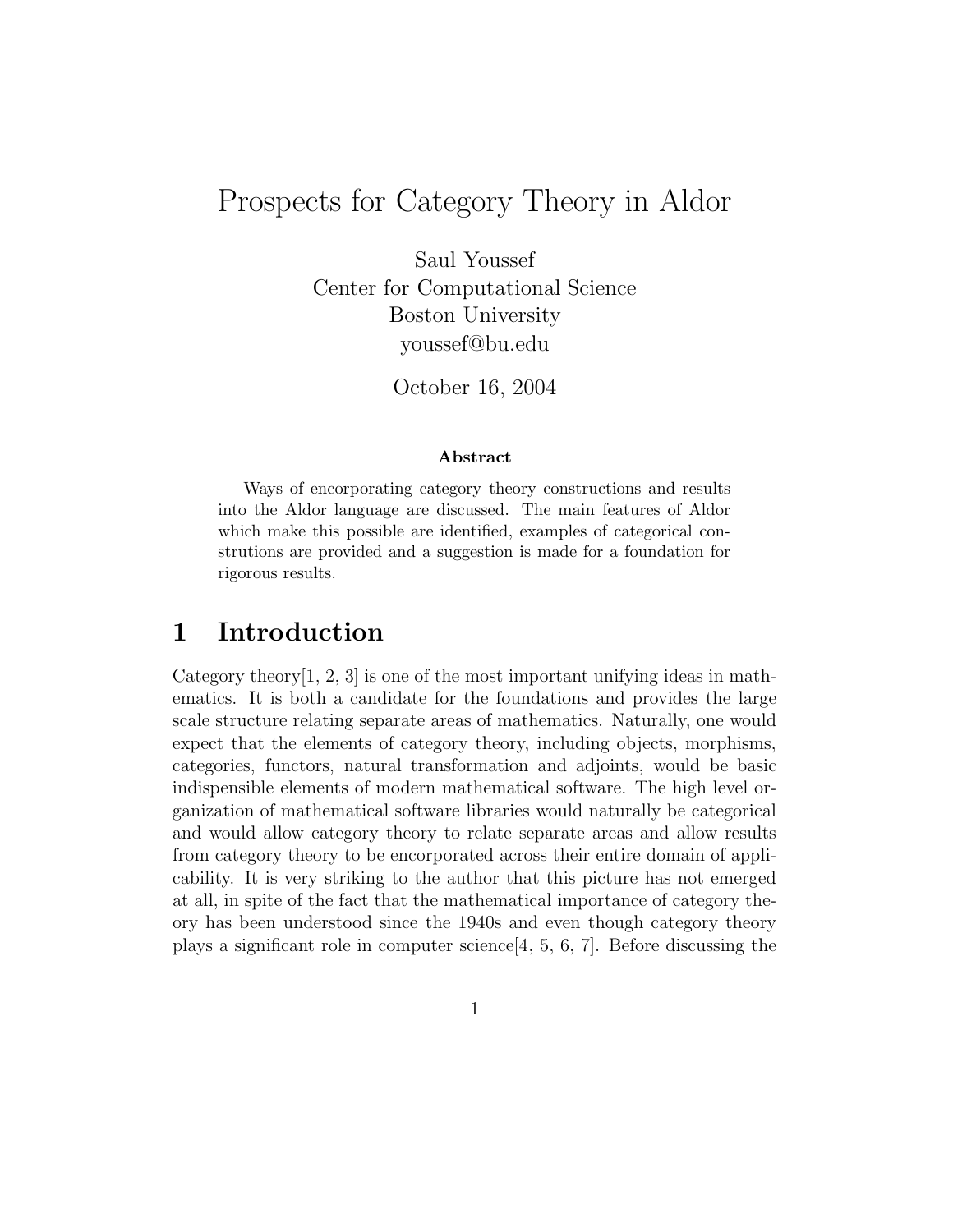# Prospects for Category Theory in Aldor

Saul Youssef
Center for Computational Science
Boston University
youssef@bu.edu

October 16, 2004

**Abstract**

Ways of encorporating category theory constructions and results into the Aldor language are discussed. The main features of Aldor which make this possible are identified, examples of categorical construtions are provided and a suggestion is made for a foundation for rigorous results.

## 1 Introduction

Category theory[1, 2, 3] is one of the most important unifying ideas in mathematics. It is both a candidate for the foundations and provides the large scale structure relating separate areas of mathematics. Naturally, one would expect that the elements of category theory, including objects, morphisms, categories, functors, natural transformation and adjoints, would be basic indispensible elements of modern mathematical software. The high level organization of mathematical software libraries would naturally be categorical and would allow category theory to relate separate areas and allow results from category theory to be encorporated across their entire domain of applicability. It is very striking to the author that this picture has not emerged at all, in spite of the fact that the mathematical importance of category theory has been understood since the 1940s and even though category theory plays a significant role in computer science[4, 5, 6, 7]. Before discussing the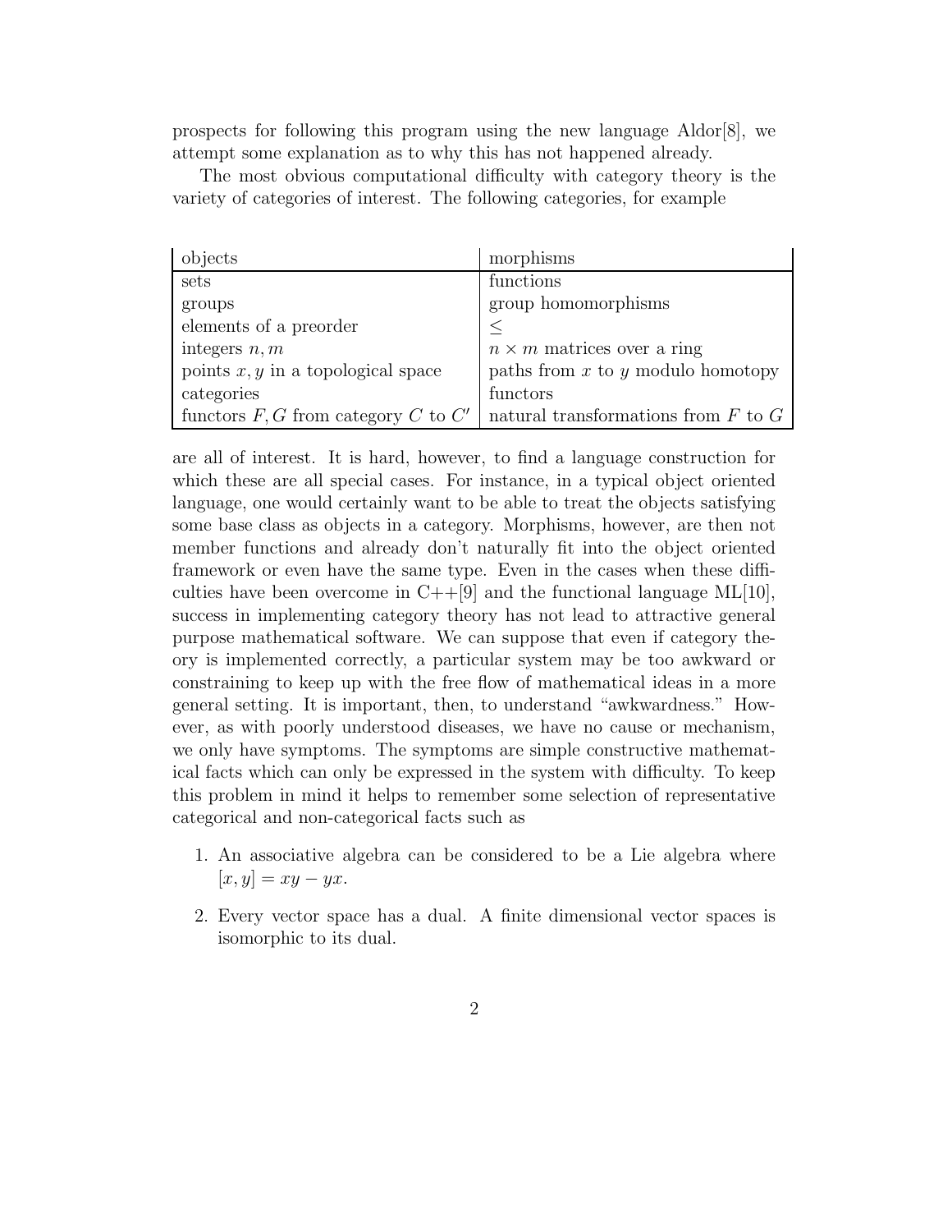prospects for following this program using the new language Aldor[8], we attempt some explanation as to why this has not happened already.

The most obvious computational difficulty with category theory is the variety of categories of interest. The following categories, for example

| objects | morphisms |
|---|---|
| sets | functions |
| groups | group homomorphisms |
| elements of a preorder | $\leq$ |
| integers $n, m$ | $n \times m$ matrices over a ring |
| points $x, y$ in a topological space | paths from $x$ to $y$ modulo homotopy |
| categories | functors |
| functors $F, G$ from category $C$ to $C'$ | natural transformations from $F$ to $G$ |

are all of interest. It is hard, however, to find a language construction for which these are all special cases. For instance, in a typical object oriented language, one would certainly want to be able to treat the objects satisfying some base class as objects in a category. Morphisms, however, are then not member functions and already don't naturally fit into the object oriented framework or even have the same type. Even in the cases when these difficulties have been overcome in C++[9] and the functional language ML[10], success in implementing category theory has not lead to attractive general purpose mathematical software. We can suppose that even if category theory is implemented correctly, a particular system may be too awkward or constraining to keep up with the free flow of mathematical ideas in a more general setting. It is important, then, to understand "awkwardness." However, as with poorly understood diseases, we have no cause or mechanism, we only have symptoms. The symptoms are simple constructive mathematical facts which can only be expressed in the system with difficulty. To keep this problem in mind it helps to remember some selection of representative categorical and non-categorical facts such as

1. An associative algebra can be considered to be a Lie algebra where $[x, y] = xy - yx$.
2. Every vector space has a dual. A finite dimensional vector spaces is isomorphic to its dual.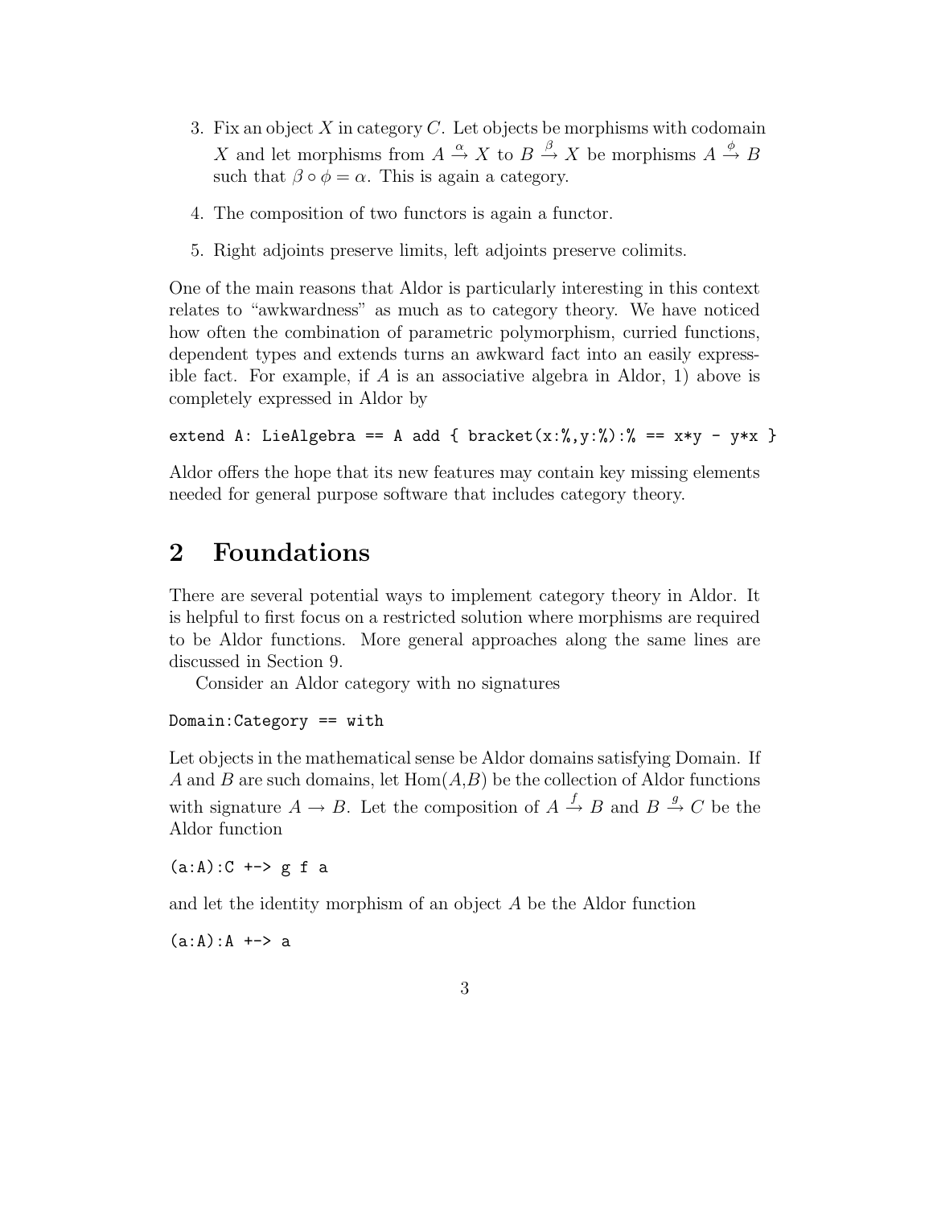3. Fix an object $X$ in category $C$. Let objects be morphisms with codomain $X$ and let morphisms from $A \xrightarrow{\alpha} X$ to $B \xrightarrow{\beta} X$ be morphisms $A \xrightarrow{\phi} B$ such that $\beta \circ \phi = \alpha$. This is again a category.

4. The composition of two functors is again a functor.

5. Right adjoints preserve limits, left adjoints preserve colimits.

One of the main reasons that Aldor is particularly interesting in this context relates to "awkwardness" as much as to category theory. We have noticed how often the combination of parametric polymorphism, curried functions, dependent types and extends turns an awkward fact into an easily expressible fact. For example, if $A$ is an associative algebra in Aldor, 1) above is completely expressed in Aldor by

```
extend A: LieAlgebra == A add { bracket(x:%,y:%):% == x*y - y*x }
```

Aldor offers the hope that its new features may contain key missing elements needed for general purpose software that includes category theory.

# 2 Foundations

There are several potential ways to implement category theory in Aldor. It is helpful to first focus on a restricted solution where morphisms are required to be Aldor functions. More general approaches along the same lines are discussed in Section 9.

Consider an Aldor category with no signatures

```
Domain:Category == with
```

Let objects in the mathematical sense be Aldor domains satisfying Domain. If $A$ and $B$ are such domains, let Hom($A$,$B$) be the collection of Aldor functions with signature $A \rightarrow B$. Let the composition of $A \xrightarrow{f} B$ and $B \xrightarrow{g} C$ be the Aldor function

```
(a:A):C +-> g f a
```

and let the identity morphism of an object $A$ be the Aldor function

```
(a:A):A +-> a
```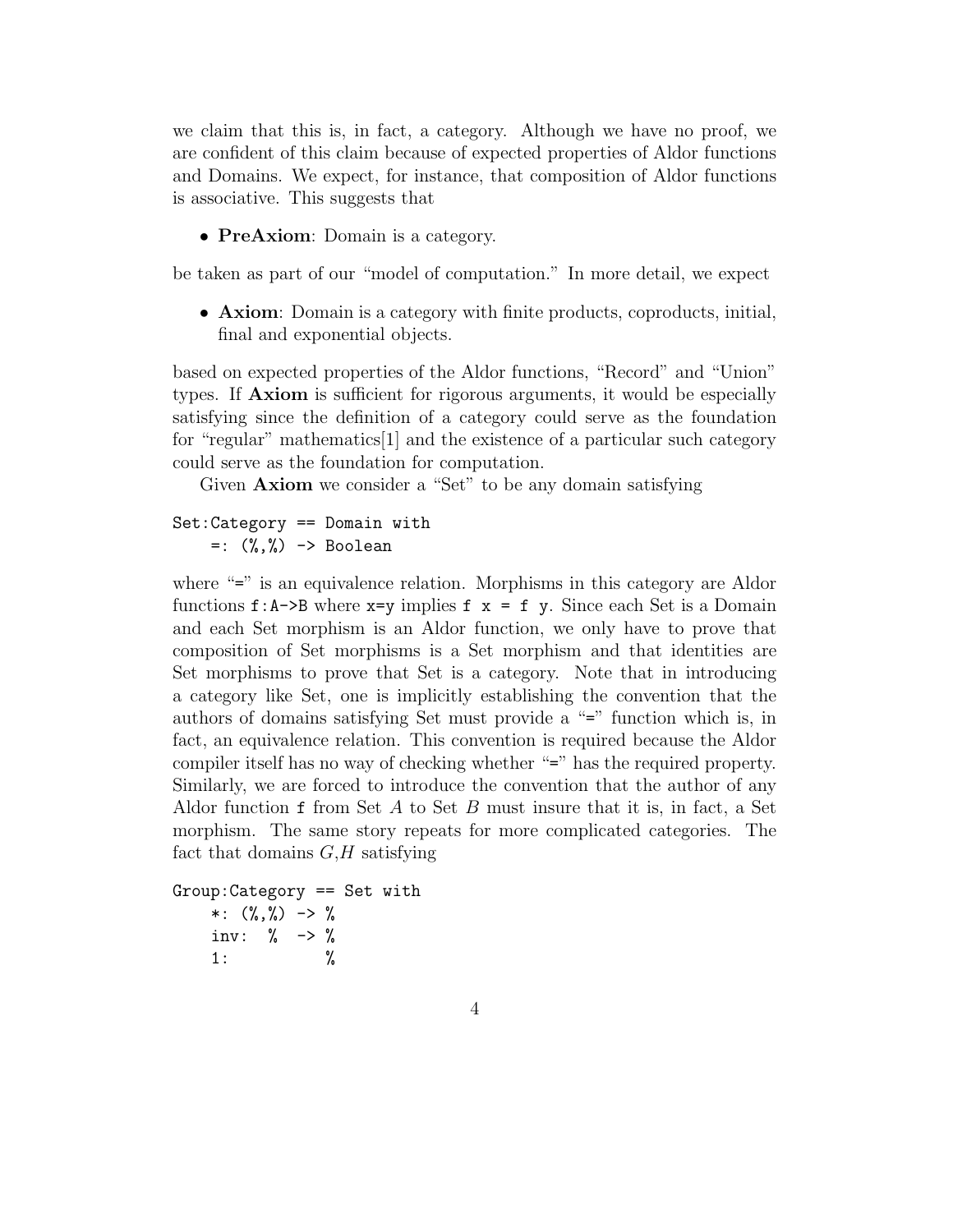we claim that this is, in fact, a category. Although we have no proof, we are confident of this claim because of expected properties of Aldor functions and Domains. We expect, for instance, that composition of Aldor functions is associative. This suggests that

- **PreAxiom**: Domain is a category.

be taken as part of our "model of computation." In more detail, we expect

- **Axiom**: Domain is a category with finite products, coproducts, initial, final and exponential objects.

based on expected properties of the Aldor functions, "Record" and "Union" types. If **Axiom** is sufficient for rigorous arguments, it would be especially satisfying since the definition of a category could serve as the foundation for "regular" mathematics[1] and the existence of a particular such category could serve as the foundation for computation.

Given **Axiom** we consider a "Set" to be any domain satisfying

```
Set:Category == Domain with
    =: (%,%) -> Boolean
```

where "=" is an equivalence relation. Morphisms in this category are Aldor functions `f:A->B` where `x=y` implies `f x = f y`. Since each Set is a Domain and each Set morphism is an Aldor function, we only have to prove that composition of Set morphisms is a Set morphism and that identities are Set morphisms to prove that Set is a category. Note that in introducing a category like Set, one is implicitly establishing the convention that the authors of domains satisfying Set must provide a "=" function which is, in fact, an equivalence relation. This convention is required because the Aldor compiler itself has no way of checking whether "=" has the required property. Similarly, we are forced to introduce the convention that the author of any Aldor function `f` from Set $A$ to Set $B$ must insure that it is, in fact, a Set morphism. The same story repeats for more complicated categories. The fact that domains $G$,$H$ satisfying

```
Group:Category == Set with
    *: (%,%) -> %
    inv:  %  -> %
    1:         %
```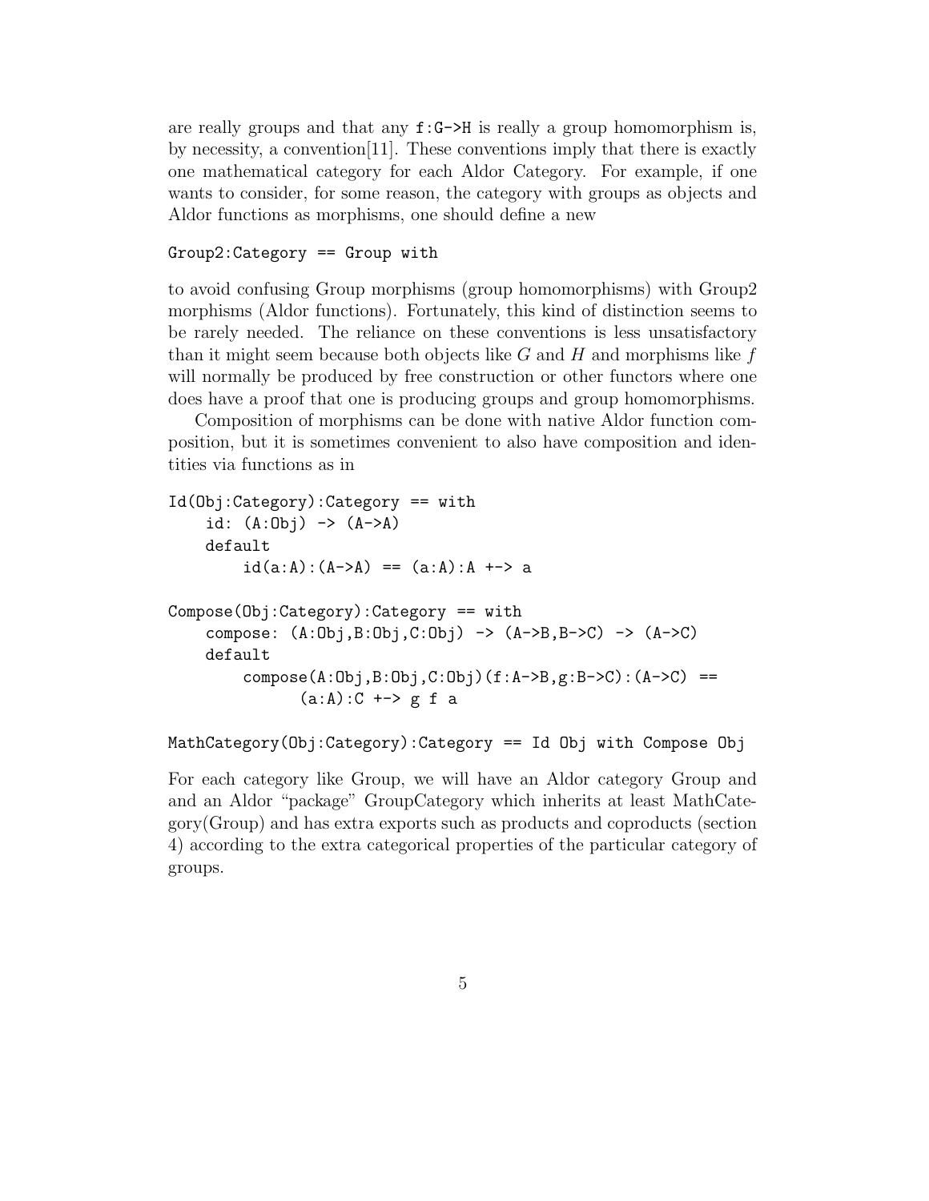are really groups and that any `f:G->H` is really a group homomorphism is, by necessity, a convention[11]. These conventions imply that there is exactly one mathematical category for each Aldor Category. For example, if one wants to consider, for some reason, the category with groups as objects and Aldor functions as morphisms, one should define a new

```
Group2:Category == Group with
```

to avoid confusing Group morphisms (group homomorphisms) with Group2 morphisms (Aldor functions). Fortunately, this kind of distinction seems to be rarely needed. The reliance on these conventions is less unsatisfactory than it might seem because both objects like $G$ and $H$ and morphisms like $f$ will normally be produced by free construction or other functors where one does have a proof that one is producing groups and group homomorphisms.

Composition of morphisms can be done with native Aldor function composition, but it is sometimes convenient to also have composition and identities via functions as in

```
Id(Obj:Category):Category == with
    id: (A:Obj) -> (A->A)
    default
        id(a:A):(A->A) == (a:A):A +-> a

Compose(Obj:Category):Category == with
    compose: (A:Obj,B:Obj,C:Obj) -> (A->B,B->C) -> (A->C)
    default
        compose(A:Obj,B:Obj,C:Obj)(f:A->B,g:B->C):(A->C) ==
              (a:A):C +-> g f a

MathCategory(Obj:Category):Category == Id Obj with Compose Obj
```

For each category like Group, we will have an Aldor category Group and and an Aldor "package" GroupCategory which inherits at least MathCategory(Group) and has extra exports such as products and coproducts (section 4) according to the extra categorical properties of the particular category of groups.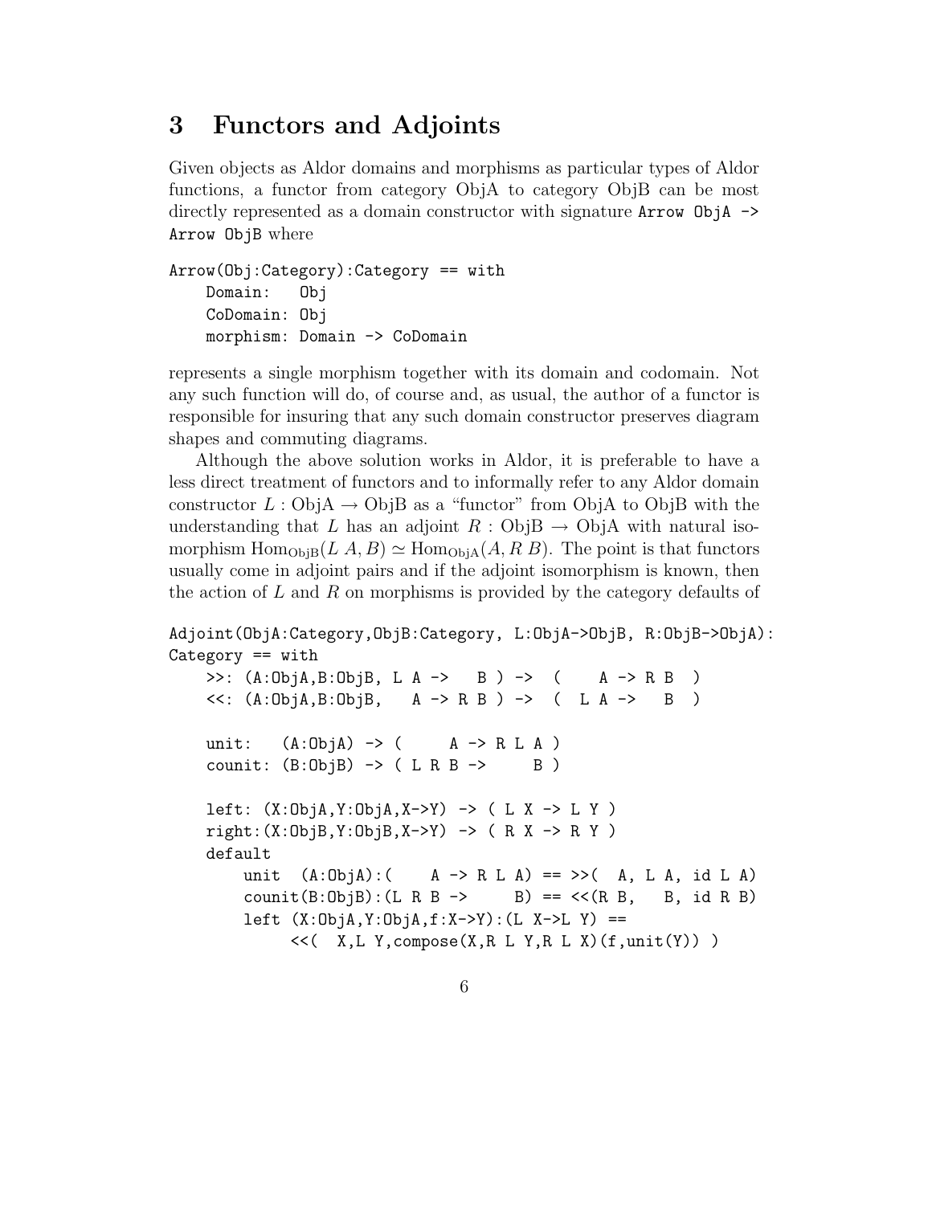## 3 Functors and Adjoints

Given objects as Aldor domains and morphisms as particular types of Aldor functions, a functor from category ObjA to category ObjB can be most directly represented as a domain constructor with signature `Arrow ObjA -> Arrow ObjB` where

```
Arrow(Obj:Category):Category == with
    Domain:   Obj
    CoDomain: Obj
    morphism: Domain -> CoDomain
```

represents a single morphism together with its domain and codomain. Not any such function will do, of course and, as usual, the author of a functor is responsible for insuring that any such domain constructor preserves diagram shapes and commuting diagrams.

Although the above solution works in Aldor, it is preferable to have a less direct treatment of functors and to informally refer to any Aldor domain constructor $L : \mathrm{ObjA} \rightarrow \mathrm{ObjB}$ as a "functor" from ObjA to ObjB with the understanding that $L$ has an adjoint $R : \mathrm{ObjB} \rightarrow \mathrm{ObjA}$ with natural isomorphism $\mathrm{Hom}_{\mathrm{ObjB}}(L\ A, B) \simeq \mathrm{Hom}_{\mathrm{ObjA}}(A, R\ B)$. The point is that functors usually come in adjoint pairs and if the adjoint isomorphism is known, then the action of $L$ and $R$ on morphisms is provided by the category defaults of

```
Adjoint(ObjA:Category,ObjB:Category, L:ObjA->ObjB, R:ObjB->ObjA):
Category == with
    >>: (A:ObjA,B:ObjB, L A ->   B ) ->  (    A -> R B  )
    <<: (A:ObjA,B:ObjB,   A -> R B ) ->  (  L A ->   B  )

    unit:   (A:ObjA) -> (      A -> R L A )
    counit: (B:ObjB) -> ( L R B ->     B )

    left: (X:ObjA,Y:ObjA,X->Y) -> ( L X -> L Y )
    right:(X:ObjB,Y:ObjB,X->Y) -> ( R X -> R Y )
    default
        unit  (A:ObjA):(    A -> R L A) == >>(  A, L A, id L A)
        counit(B:ObjB):(L R B ->     B) == <<(R B,   B, id R B)
        left (X:ObjA,Y:ObjA,f:X->Y):(L X->L Y) ==
             <<(  X,L Y,compose(X,R L Y,R L X)(f,unit(Y)) )
```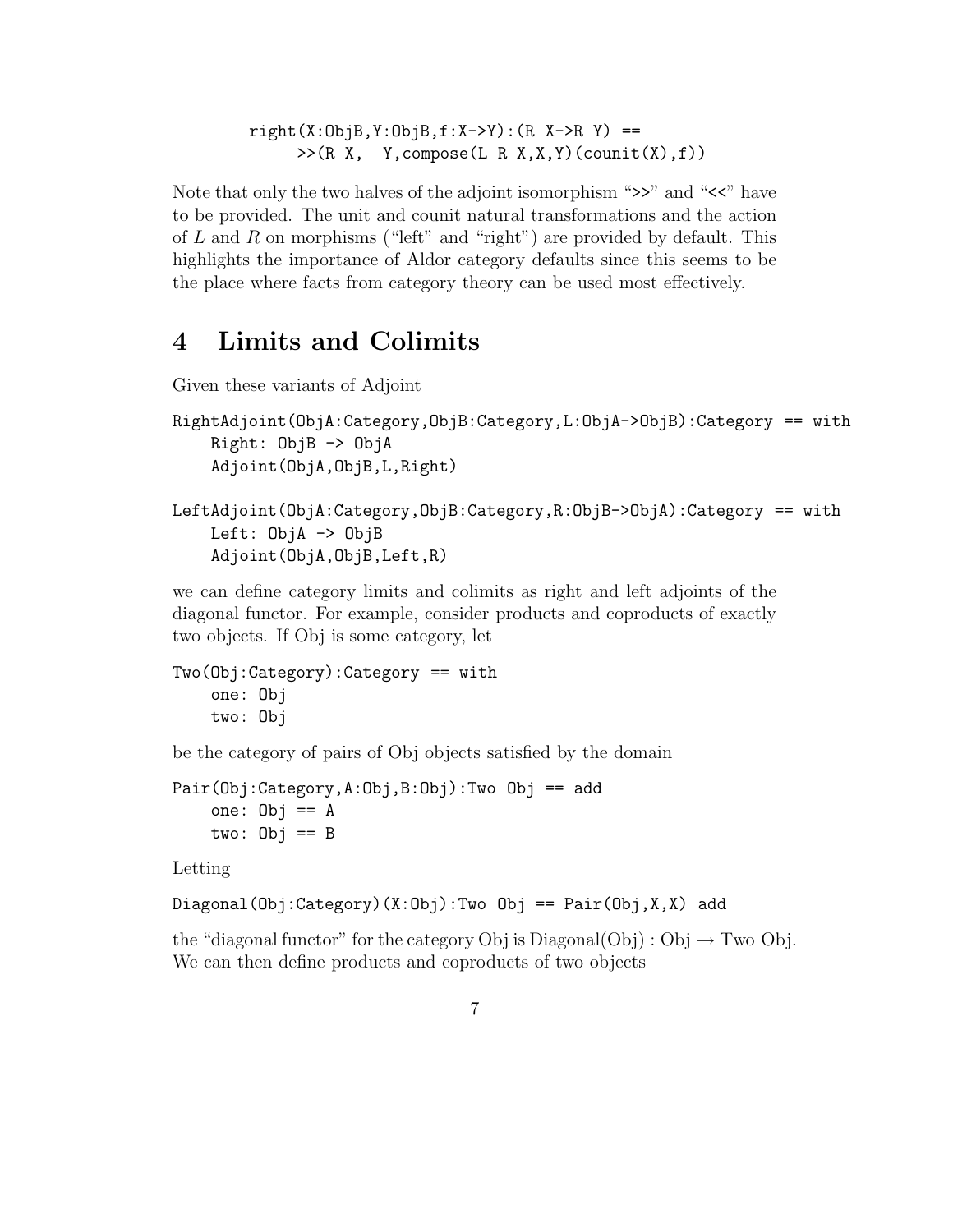```
    right(X:ObjB,Y:ObjB,f:X->Y):(R X->R Y) ==
        >>(R X,  Y,compose(L R X,X,Y)(counit(X),f))
```

Note that only the two halves of the adjoint isomorphism “>>” and “<<” have to be provided. The unit and counit natural transformations and the action of $L$ and $R$ on morphisms (“left” and “right”) are provided by default. This highlights the importance of Aldor category defaults since this seems to be the place where facts from category theory can be used most effectively.

# 4 Limits and Colimits

Given these variants of Adjoint

```
RightAdjoint(ObjA:Category,ObjB:Category,L:ObjA->ObjB):Category == with
    Right: ObjB -> ObjA
    Adjoint(ObjA,ObjB,L,Right)

LeftAdjoint(ObjA:Category,ObjB:Category,R:ObjB->ObjA):Category == with
    Left: ObjA -> ObjB
    Adjoint(ObjA,ObjB,Left,R)
```

we can define category limits and colimits as right and left adjoints of the diagonal functor. For example, consider products and coproducts of exactly two objects. If Obj is some category, let

```
Two(Obj:Category):Category == with
    one: Obj
    two: Obj
```

be the category of pairs of Obj objects satisfied by the domain

```
Pair(Obj:Category,A:Obj,B:Obj):Two Obj == add
    one: Obj == A
    two: Obj == B
```

Letting

```
Diagonal(Obj:Category)(X:Obj):Two Obj == Pair(Obj,X,X) add
```

the “diagonal functor” for the category Obj is Diagonal(Obj) : Obj $\rightarrow$ Two Obj. We can then define products and coproducts of two objects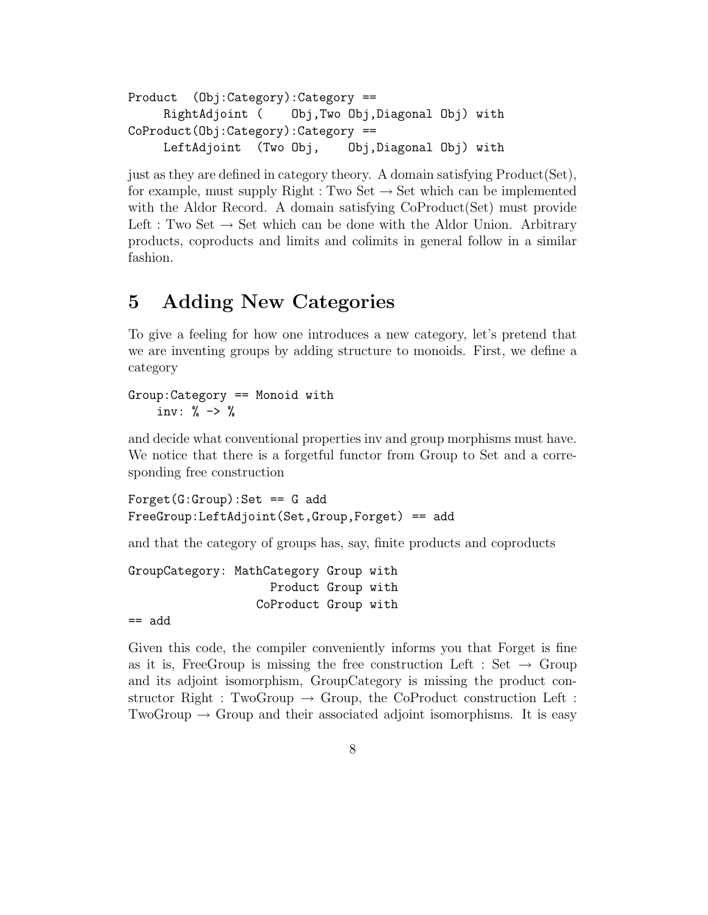```
Product  (Obj:Category):Category ==
     RightAdjoint (    Obj,Two Obj,Diagonal Obj) with
CoProduct(Obj:Category):Category ==
     LeftAdjoint  (Two Obj,    Obj,Diagonal Obj) with
```

just as they are defined in category theory. A domain satisfying Product(Set), for example, must supply Right : Two Set $\rightarrow$ Set which can be implemented with the Aldor Record. A domain satisfying CoProduct(Set) must provide Left : Two Set $\rightarrow$ Set which can be done with the Aldor Union. Arbitrary products, coproducts and limits and colimits in general follow in a similar fashion.

# 5 Adding New Categories

To give a feeling for how one introduces a new category, let's pretend that we are inventing groups by adding structure to monoids. First, we define a category

```
Group:Category == Monoid with
    inv: % -> %
```

and decide what conventional properties inv and group morphisms must have. We notice that there is a forgetful functor from Group to Set and a corresponding free construction

```
Forget(G:Group):Set == G add
FreeGroup:LeftAdjoint(Set,Group,Forget) == add
```

and that the category of groups has, say, finite products and coproducts

```
GroupCategory: MathCategory Group with
                    Product Group with
                  CoProduct Group with
== add
```

Given this code, the compiler conveniently informs you that Forget is fine as it is, FreeGroup is missing the free construction Left : Set $\rightarrow$ Group and its adjoint isomorphism, GroupCategory is missing the product constructor Right : TwoGroup $\rightarrow$ Group, the CoProduct construction Left : TwoGroup $\rightarrow$ Group and their associated adjoint isomorphisms. It is easy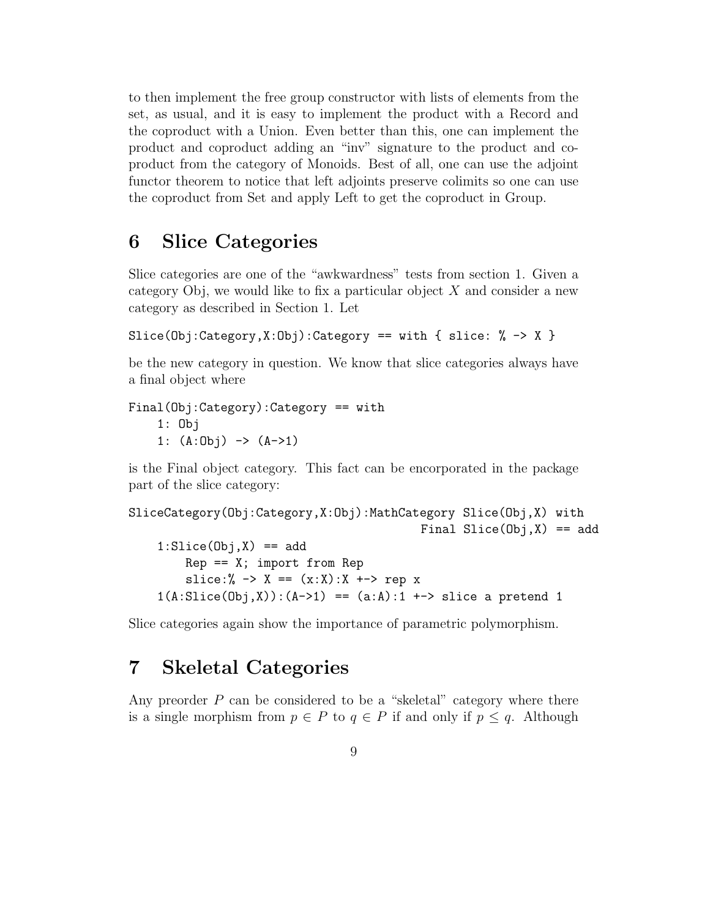to then implement the free group constructor with lists of elements from the set, as usual, and it is easy to implement the product with a Record and the coproduct with a Union. Even better than this, one can implement the product and coproduct adding an "inv" signature to the product and coproduct from the category of Monoids. Best of all, one can use the adjoint functor theorem to notice that left adjoints preserve colimits so one can use the coproduct from Set and apply Left to get the coproduct in Group.

## 6 Slice Categories

Slice categories are one of the "awkwardness" tests from section 1. Given a category Obj, we would like to fix a particular object $X$ and consider a new category as described in Section 1. Let

```
Slice(Obj:Category,X:Obj):Category == with { slice: % -> X }
```

be the new category in question. We know that slice categories always have a final object where

```
Final(Obj:Category):Category == with
    1: Obj
    1: (A:Obj) -> (A->1)
```

is the Final object category. This fact can be encorporated in the package part of the slice category:

```
SliceCategory(Obj:Category,X:Obj):MathCategory Slice(Obj,X) with
                                        Final Slice(Obj,X) == add
    1:Slice(Obj,X) == add
        Rep == X; import from Rep
        slice:% -> X == (x:X):X +-> rep x
    1(A:Slice(Obj,X)):(A->1) == (a:A):1 +-> slice a pretend 1
```

Slice categories again show the importance of parametric polymorphism.

## 7 Skeletal Categories

Any preorder $P$ can be considered to be a "skeletal" category where there is a single morphism from $p \in P$ to $q \in P$ if and only if $p \leq q$. Although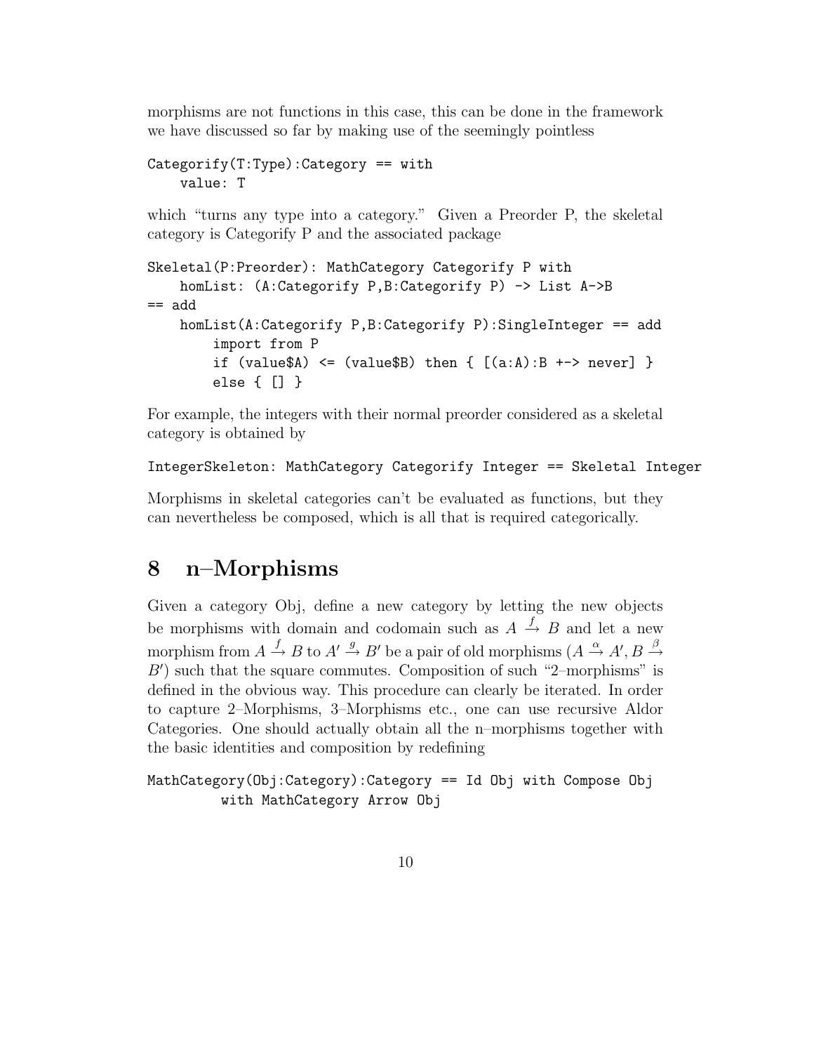morphisms are not functions in this case, this can be done in the framework we have discussed so far by making use of the seemingly pointless

```
Categorify(T:Type):Category == with
    value: T
```

which "turns any type into a category." Given a Preorder P, the skeletal category is Categorify P and the associated package

```
Skeletal(P:Preorder): MathCategory Categorify P with
    homList: (A:Categorify P,B:Categorify P) -> List A->B
== add
    homList(A:Categorify P,B:Categorify P):SingleInteger == add
        import from P
        if (value$A) <= (value$B) then { [(a:A):B +-> never] }
        else { [] }
```

For example, the integers with their normal preorder considered as a skeletal category is obtained by

```
IntegerSkeleton: MathCategory Categorify Integer == Skeletal Integer
```

Morphisms in skeletal categories can't be evaluated as functions, but they can nevertheless be composed, which is all that is required categorically.

# 8 n–Morphisms

Given a category Obj, define a new category by letting the new objects be morphisms with domain and codomain such as $A \xrightarrow{f} B$ and let a new morphism from $A \xrightarrow{f} B$ to $A' \xrightarrow{g} B'$ be a pair of old morphisms ($A \xrightarrow{\alpha} A', B \xrightarrow{\beta} B'$) such that the square commutes. Composition of such "2–morphisms" is defined in the obvious way. This procedure can clearly be iterated. In order to capture 2–Morphisms, 3–Morphisms etc., one can use recursive Aldor Categories. One should actually obtain all the n–morphisms together with the basic identities and composition by redefining

```
MathCategory(Obj:Category):Category == Id Obj with Compose Obj
         with MathCategory Arrow Obj
```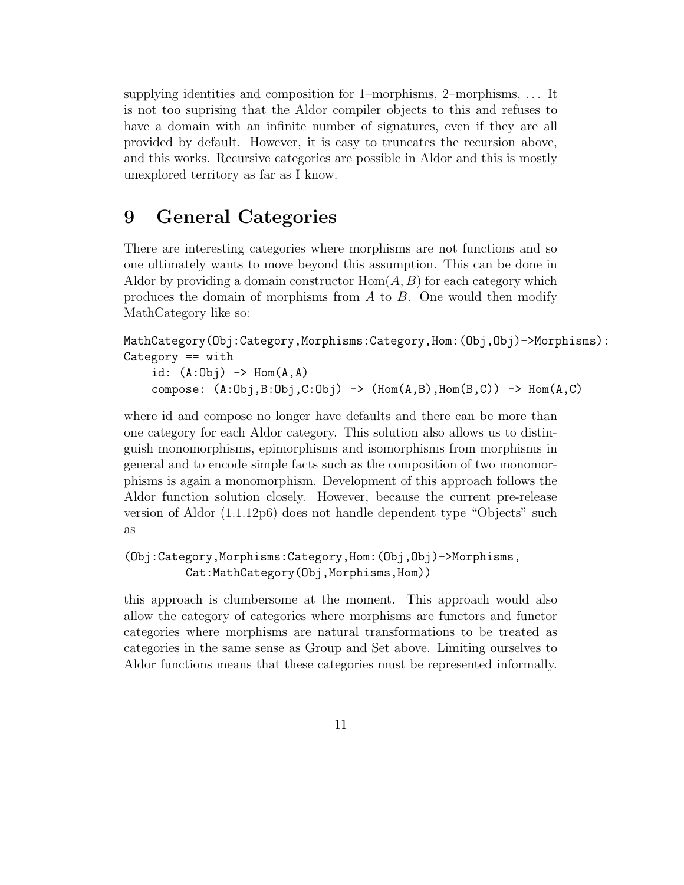supplying identities and composition for 1–morphisms, 2–morphisms, ... It is not too suprising that the Aldor compiler objects to this and refuses to have a domain with an infinite number of signatures, even if they are all provided by default. However, it is easy to truncates the recursion above, and this works. Recursive categories are possible in Aldor and this is mostly unexplored territory as far as I know.

# 9 General Categories

There are interesting categories where morphisms are not functions and so one ultimately wants to move beyond this assumption. This can be done in Aldor by providing a domain constructor $\mathrm{Hom}(A, B)$ for each category which produces the domain of morphisms from $A$ to $B$. One would then modify MathCategory like so:

```
MathCategory(Obj:Category,Morphisms:Category,Hom:(Obj,Obj)->Morphisms):
Category == with
    id: (A:Obj) -> Hom(A,A)
    compose: (A:Obj,B:Obj,C:Obj) -> (Hom(A,B),Hom(B,C)) -> Hom(A,C)
```

where id and compose no longer have defaults and there can be more than one category for each Aldor category. This solution also allows us to distinguish monomorphisms, epimorphisms and isomorphisms from morphisms in general and to encode simple facts such as the composition of two monomorphisms is again a monomorphism. Development of this approach follows the Aldor function solution closely. However, because the current pre-release version of Aldor (1.1.12p6) does not handle dependent type "Objects" such as

```
(Obj:Category,Morphisms:Category,Hom:(Obj,Obj)->Morphisms,
        Cat:MathCategory(Obj,Morphisms,Hom))
```

this approach is clumbersome at the moment. This approach would also allow the category of categories where morphisms are functors and functor categories where morphisms are natural transformations to be treated as categories in the same sense as Group and Set above. Limiting ourselves to Aldor functions means that these categories must be represented informally.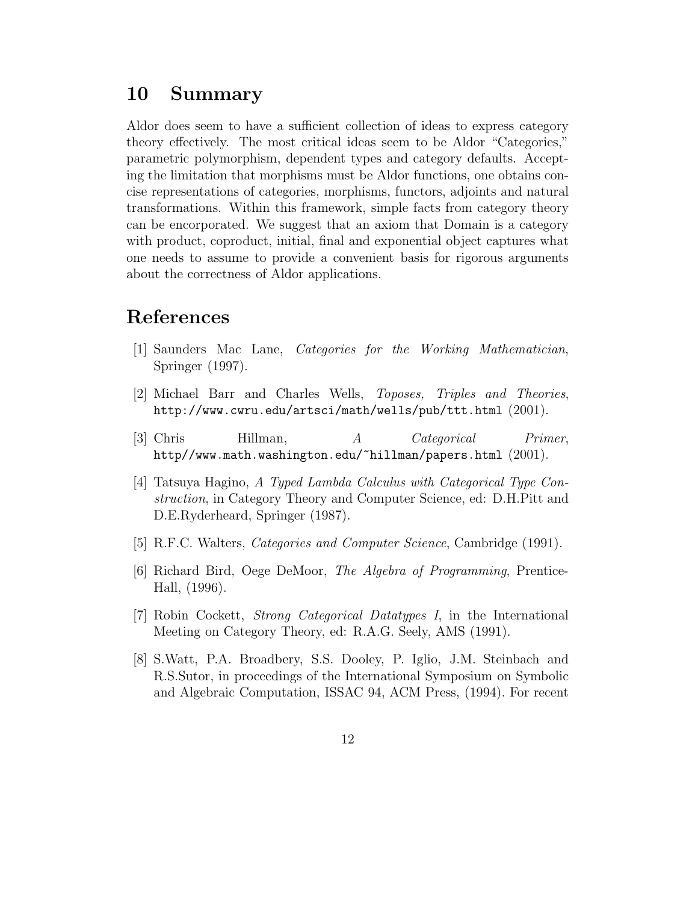## 10 Summary

Aldor does seem to have a sufficient collection of ideas to express category theory effectively. The most critical ideas seem to be Aldor "Categories," parametric polymorphism, dependent types and category defaults. Accepting the limitation that morphisms must be Aldor functions, one obtains concise representations of categories, morphisms, functors, adjoints and natural transformations. Within this framework, simple facts from category theory can be encorporated. We suggest that an axiom that Domain is a category with product, coproduct, initial, final and exponential object captures what one needs to assume to provide a convenient basis for rigorous arguments about the correctness of Aldor applications.

## References

[1] Saunders Mac Lane, *Categories for the Working Mathematician*, Springer (1997).

[2] Michael Barr and Charles Wells, *Toposes, Triples and Theories*, `http://www.cwru.edu/artsci/math/wells/pub/ttt.html` (2001).

[3] Chris Hillman, *A Categorical Primer*, `http//www.math.washington.edu/~hillman/papers.html` (2001).

[4] Tatsuya Hagino, *A Typed Lambda Calculus with Categorical Type Construction*, in Category Theory and Computer Science, ed: D.H.Pitt and D.E.Ryderheard, Springer (1987).

[5] R.F.C. Walters, *Categories and Computer Science*, Cambridge (1991).

[6] Richard Bird, Oege DeMoor, *The Algebra of Programming*, Prentice-Hall, (1996).

[7] Robin Cockett, *Strong Categorical Datatypes I*, in the International Meeting on Category Theory, ed: R.A.G. Seely, AMS (1991).

[8] S.Watt, P.A. Broadbery, S.S. Dooley, P. Iglio, J.M. Steinbach and R.S.Sutor, in proceedings of the International Symposium on Symbolic and Algebraic Computation, ISSAC 94, ACM Press, (1994). For recent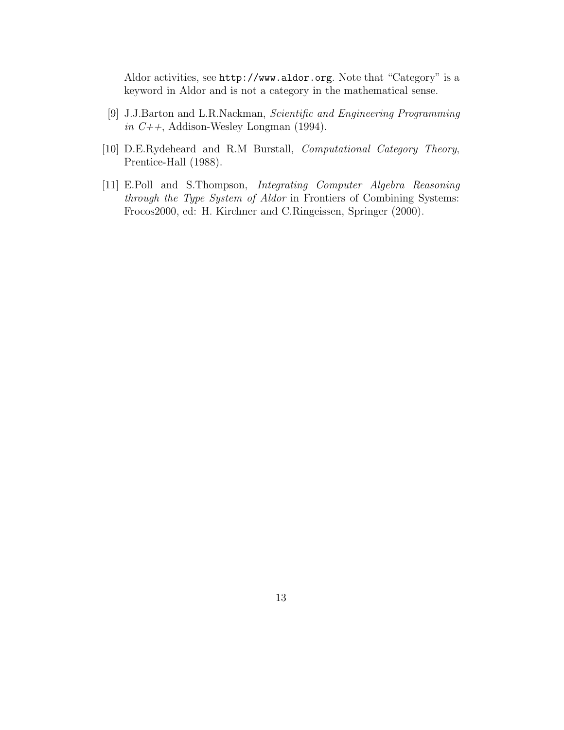Aldor activities, see `http://www.aldor.org`. Note that "Category" is a keyword in Aldor and is not a category in the mathematical sense.

[9] J.J.Barton and L.R.Nackman, *Scientific and Engineering Programming in C++*, Addison-Wesley Longman (1994).

[10] D.E.Rydeheard and R.M Burstall, *Computational Category Theory*, Prentice-Hall (1988).

[11] E.Poll and S.Thompson, *Integrating Computer Algebra Reasoning through the Type System of Aldor* in Frontiers of Combining Systems: Frocos2000, ed: H. Kirchner and C.Ringeissen, Springer (2000).